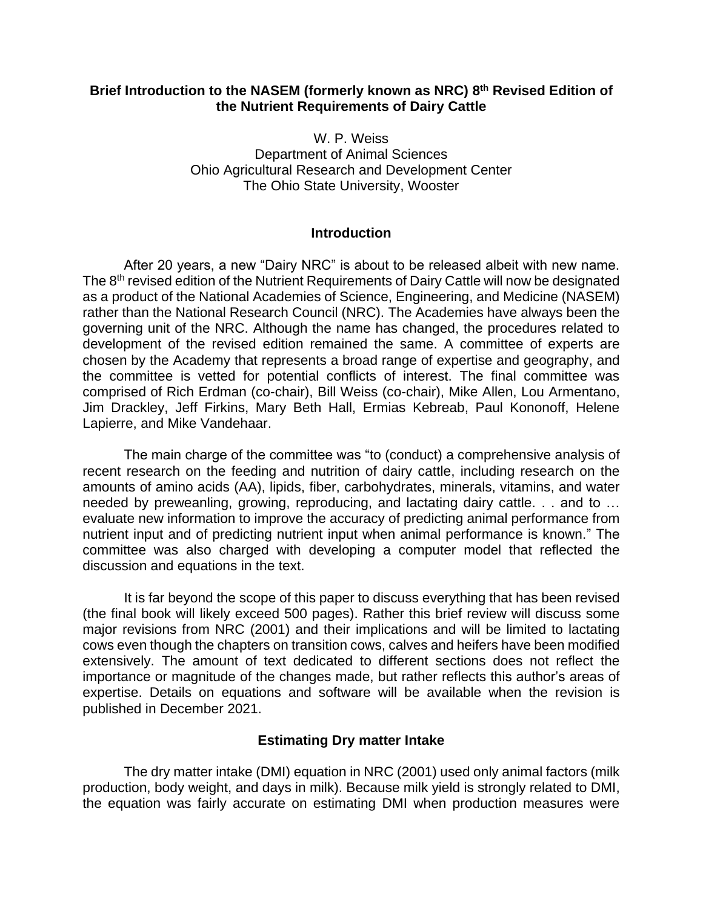# Brief Introduction to the NASEM (formerly known as NRC) 8th Revised Edition of the Nutrient Requirements of Dairy Cattle

W. P. Weiss
Department of Animal Sciences
Ohio Agricultural Research and Development Center
The Ohio State University, Wooster

## Introduction

After 20 years, a new "Dairy NRC" is about to be released albeit with new name. The 8th revised edition of the Nutrient Requirements of Dairy Cattle will now be designated as a product of the National Academies of Science, Engineering, and Medicine (NASEM) rather than the National Research Council (NRC). The Academies have always been the governing unit of the NRC. Although the name has changed, the procedures related to development of the revised edition remained the same. A committee of experts are chosen by the Academy that represents a broad range of expertise and geography, and the committee is vetted for potential conflicts of interest. The final committee was comprised of Rich Erdman (co-chair), Bill Weiss (co-chair), Mike Allen, Lou Armentano, Jim Drackley, Jeff Firkins, Mary Beth Hall, Ermias Kebreab, Paul Kononoff, Helene Lapierre, and Mike Vandehaar.

The main charge of the committee was "to (conduct) a comprehensive analysis of recent research on the feeding and nutrition of dairy cattle, including research on the amounts of amino acids (AA), lipids, fiber, carbohydrates, minerals, vitamins, and water needed by preweanling, growing, reproducing, and lactating dairy cattle. . . and to … evaluate new information to improve the accuracy of predicting animal performance from nutrient input and of predicting nutrient input when animal performance is known." The committee was also charged with developing a computer model that reflected the discussion and equations in the text.

It is far beyond the scope of this paper to discuss everything that has been revised (the final book will likely exceed 500 pages). Rather this brief review will discuss some major revisions from NRC (2001) and their implications and will be limited to lactating cows even though the chapters on transition cows, calves and heifers have been modified extensively. The amount of text dedicated to different sections does not reflect the importance or magnitude of the changes made, but rather reflects this author's areas of expertise. Details on equations and software will be available when the revision is published in December 2021.

## Estimating Dry matter Intake

The dry matter intake (DMI) equation in NRC (2001) used only animal factors (milk production, body weight, and days in milk). Because milk yield is strongly related to DMI, the equation was fairly accurate on estimating DMI when production measures were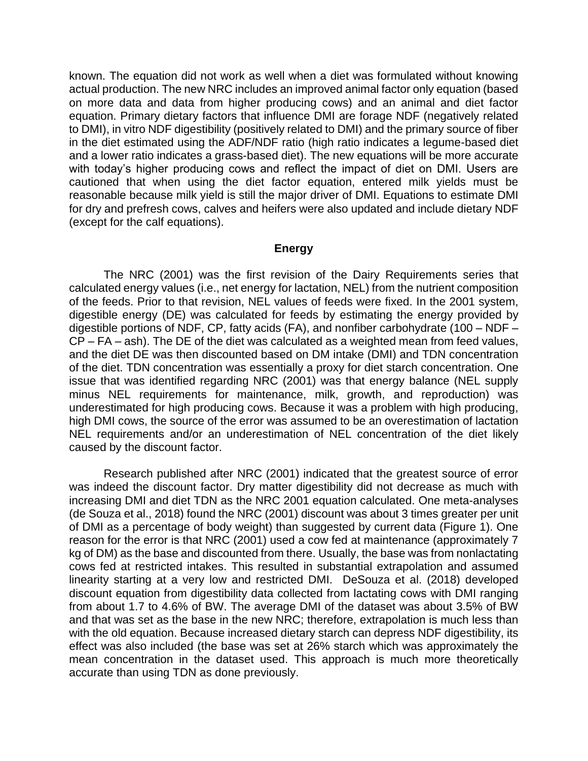known. The equation did not work as well when a diet was formulated without knowing actual production. The new NRC includes an improved animal factor only equation (based on more data and data from higher producing cows) and an animal and diet factor equation. Primary dietary factors that influence DMI are forage NDF (negatively related to DMI), in vitro NDF digestibility (positively related to DMI) and the primary source of fiber in the diet estimated using the ADF/NDF ratio (high ratio indicates a legume-based diet and a lower ratio indicates a grass-based diet). The new equations will be more accurate with today's higher producing cows and reflect the impact of diet on DMI. Users are cautioned that when using the diet factor equation, entered milk yields must be reasonable because milk yield is still the major driver of DMI. Equations to estimate DMI for dry and prefresh cows, calves and heifers were also updated and include dietary NDF (except for the calf equations).

## Energy

The NRC (2001) was the first revision of the Dairy Requirements series that calculated energy values (i.e., net energy for lactation, NEL) from the nutrient composition of the feeds. Prior to that revision, NEL values of feeds were fixed. In the 2001 system, digestible energy (DE) was calculated for feeds by estimating the energy provided by digestible portions of NDF, CP, fatty acids (FA), and nonfiber carbohydrate (100 – NDF – CP – FA – ash). The DE of the diet was calculated as a weighted mean from feed values, and the diet DE was then discounted based on DM intake (DMI) and TDN concentration of the diet. TDN concentration was essentially a proxy for diet starch concentration. One issue that was identified regarding NRC (2001) was that energy balance (NEL supply minus NEL requirements for maintenance, milk, growth, and reproduction) was underestimated for high producing cows. Because it was a problem with high producing, high DMI cows, the source of the error was assumed to be an overestimation of lactation NEL requirements and/or an underestimation of NEL concentration of the diet likely caused by the discount factor.

Research published after NRC (2001) indicated that the greatest source of error was indeed the discount factor. Dry matter digestibility did not decrease as much with increasing DMI and diet TDN as the NRC 2001 equation calculated. One meta-analyses (de Souza et al., 2018) found the NRC (2001) discount was about 3 times greater per unit of DMI as a percentage of body weight) than suggested by current data (Figure 1). One reason for the error is that NRC (2001) used a cow fed at maintenance (approximately 7 kg of DM) as the base and discounted from there. Usually, the base was from nonlactating cows fed at restricted intakes. This resulted in substantial extrapolation and assumed linearity starting at a very low and restricted DMI. DeSouza et al. (2018) developed discount equation from digestibility data collected from lactating cows with DMI ranging from about 1.7 to 4.6% of BW. The average DMI of the dataset was about 3.5% of BW and that was set as the base in the new NRC; therefore, extrapolation is much less than with the old equation. Because increased dietary starch can depress NDF digestibility, its effect was also included (the base was set at 26% starch which was approximately the mean concentration in the dataset used. This approach is much more theoretically accurate than using TDN as done previously.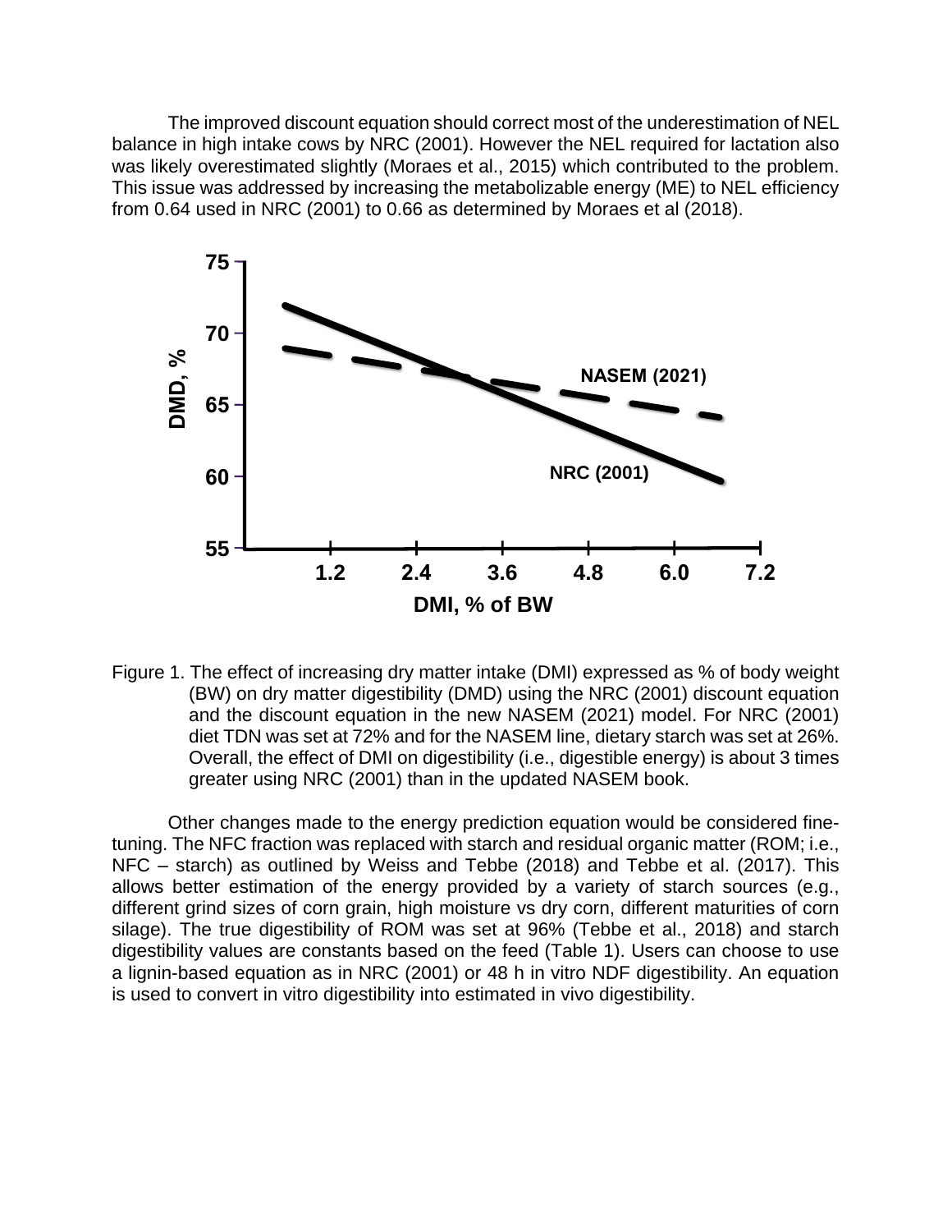The improved discount equation should correct most of the underestimation of NEL balance in high intake cows by NRC (2001). However the NEL required for lactation also was likely overestimated slightly (Moraes et al., 2015) which contributed to the problem. This issue was addressed by increasing the metabolizable energy (ME) to NEL efficiency from 0.64 used in NRC (2001) to 0.66 as determined by Moraes et al (2018).

Figure 1. The effect of increasing dry matter intake (DMI) expressed as % of body weight (BW) on dry matter digestibility (DMD) using the NRC (2001) discount equation and the discount equation in the new NASEM (2021) model. For NRC (2001) diet TDN was set at 72% and for the NASEM line, dietary starch was set at 26%. Overall, the effect of DMI on digestibility (i.e., digestible energy) is about 3 times greater using NRC (2001) than in the updated NASEM book.

Other changes made to the energy prediction equation would be considered fine-tuning. The NFC fraction was replaced with starch and residual organic matter (ROM; i.e., NFC – starch) as outlined by Weiss and Tebbe (2018) and Tebbe et al. (2017). This allows better estimation of the energy provided by a variety of starch sources (e.g., different grind sizes of corn grain, high moisture vs dry corn, different maturities of corn silage). The true digestibility of ROM was set at 96% (Tebbe et al., 2018) and starch digestibility values are constants based on the feed (Table 1). Users can choose to use a lignin-based equation as in NRC (2001) or 48 h in vitro NDF digestibility. An equation is used to convert in vitro digestibility into estimated in vivo digestibility.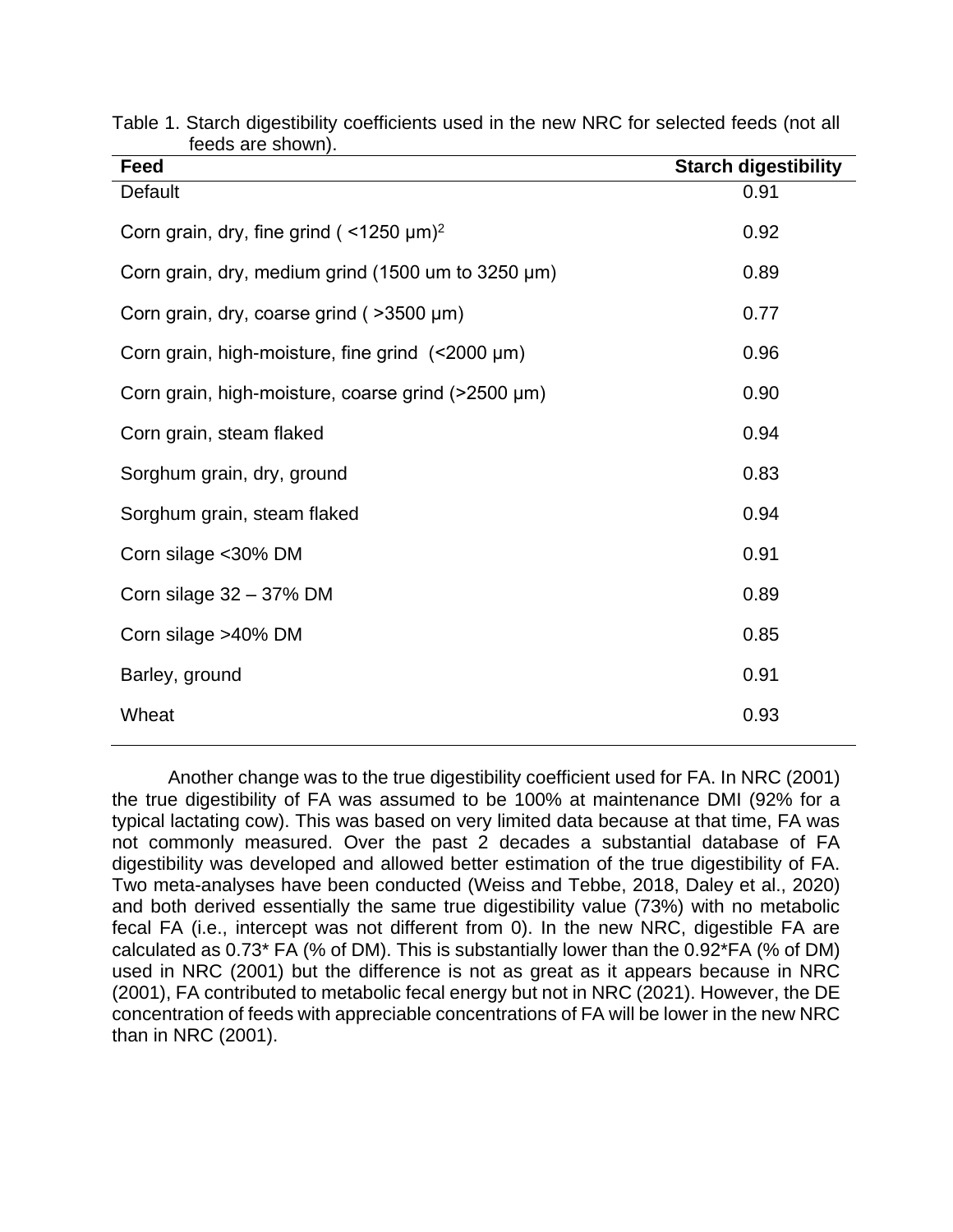Table 1. Starch digestibility coefficients used in the new NRC for selected feeds (not all feeds are shown).

| Feed | Starch digestibility |
|---|---|
| Default | 0.91 |
| Corn grain, dry, fine grind ( <1250 μm)[2] | 0.92 |
| Corn grain, dry, medium grind (1500 um to 3250 μm) | 0.89 |
| Corn grain, dry, coarse grind ( >3500 μm) | 0.77 |
| Corn grain, high-moisture, fine grind (<2000 μm) | 0.96 |
| Corn grain, high-moisture, coarse grind (>2500 μm) | 0.90 |
| Corn grain, steam flaked | 0.94 |
| Sorghum grain, dry, ground | 0.83 |
| Sorghum grain, steam flaked | 0.94 |
| Corn silage <30% DM | 0.91 |
| Corn silage 32 – 37% DM | 0.89 |
| Corn silage >40% DM | 0.85 |
| Barley, ground | 0.91 |
| Wheat | 0.93 |

Another change was to the true digestibility coefficient used for FA. In NRC (2001) the true digestibility of FA was assumed to be 100% at maintenance DMI (92% for a typical lactating cow). This was based on very limited data because at that time, FA was not commonly measured. Over the past 2 decades a substantial database of FA digestibility was developed and allowed better estimation of the true digestibility of FA. Two meta-analyses have been conducted (Weiss and Tebbe, 2018, Daley et al., 2020) and both derived essentially the same true digestibility value (73%) with no metabolic fecal FA (i.e., intercept was not different from 0). In the new NRC, digestible FA are calculated as 0.73* FA (% of DM). This is substantially lower than the 0.92*FA (% of DM) used in NRC (2001) but the difference is not as great as it appears because in NRC (2001), FA contributed to metabolic fecal energy but not in NRC (2021). However, the DE concentration of feeds with appreciable concentrations of FA will be lower in the new NRC than in NRC (2001).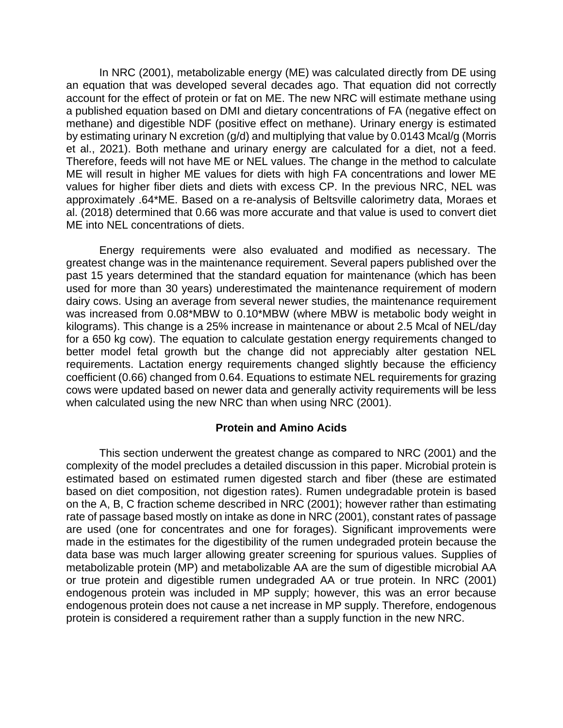In NRC (2001), metabolizable energy (ME) was calculated directly from DE using an equation that was developed several decades ago. That equation did not correctly account for the effect of protein or fat on ME. The new NRC will estimate methane using a published equation based on DMI and dietary concentrations of FA (negative effect on methane) and digestible NDF (positive effect on methane). Urinary energy is estimated by estimating urinary N excretion (g/d) and multiplying that value by 0.0143 Mcal/g (Morris et al., 2021). Both methane and urinary energy are calculated for a diet, not a feed. Therefore, feeds will not have ME or NEL values. The change in the method to calculate ME will result in higher ME values for diets with high FA concentrations and lower ME values for higher fiber diets and diets with excess CP. In the previous NRC, NEL was approximately .64*ME. Based on a re-analysis of Beltsville calorimetry data, Moraes et al. (2018) determined that 0.66 was more accurate and that value is used to convert diet ME into NEL concentrations of diets.

Energy requirements were also evaluated and modified as necessary. The greatest change was in the maintenance requirement. Several papers published over the past 15 years determined that the standard equation for maintenance (which has been used for more than 30 years) underestimated the maintenance requirement of modern dairy cows. Using an average from several newer studies, the maintenance requirement was increased from 0.08*MBW to 0.10*MBW (where MBW is metabolic body weight in kilograms). This change is a 25% increase in maintenance or about 2.5 Mcal of NEL/day for a 650 kg cow). The equation to calculate gestation energy requirements changed to better model fetal growth but the change did not appreciably alter gestation NEL requirements. Lactation energy requirements changed slightly because the efficiency coefficient (0.66) changed from 0.64. Equations to estimate NEL requirements for grazing cows were updated based on newer data and generally activity requirements will be less when calculated using the new NRC than when using NRC (2001).

## Protein and Amino Acids

This section underwent the greatest change as compared to NRC (2001) and the complexity of the model precludes a detailed discussion in this paper. Microbial protein is estimated based on estimated rumen digested starch and fiber (these are estimated based on diet composition, not digestion rates). Rumen undegradable protein is based on the A, B, C fraction scheme described in NRC (2001); however rather than estimating rate of passage based mostly on intake as done in NRC (2001), constant rates of passage are used (one for concentrates and one for forages). Significant improvements were made in the estimates for the digestibility of the rumen undegraded protein because the data base was much larger allowing greater screening for spurious values. Supplies of metabolizable protein (MP) and metabolizable AA are the sum of digestible microbial AA or true protein and digestible rumen undegraded AA or true protein. In NRC (2001) endogenous protein was included in MP supply; however, this was an error because endogenous protein does not cause a net increase in MP supply. Therefore, endogenous protein is considered a requirement rather than a supply function in the new NRC.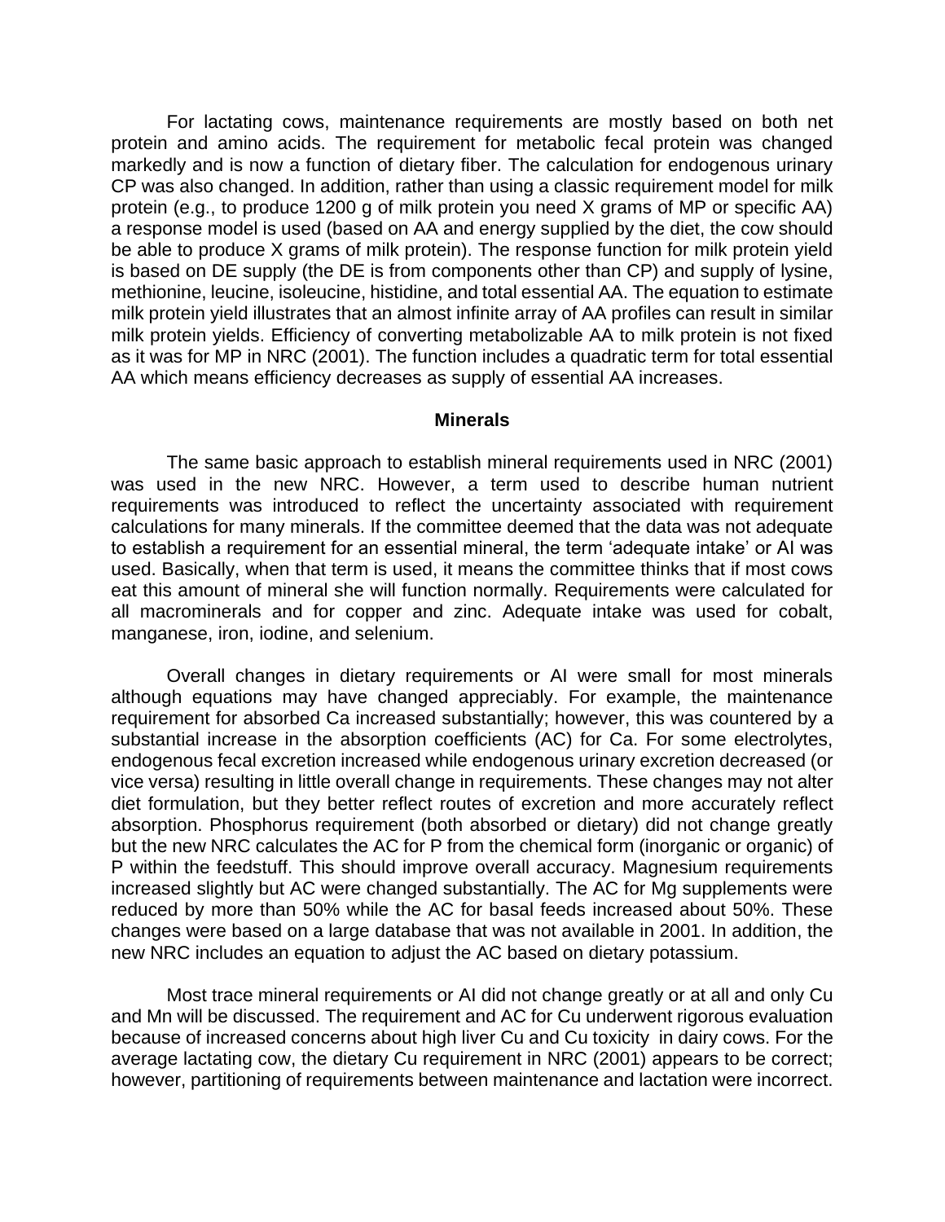For lactating cows, maintenance requirements are mostly based on both net protein and amino acids. The requirement for metabolic fecal protein was changed markedly and is now a function of dietary fiber. The calculation for endogenous urinary CP was also changed. In addition, rather than using a classic requirement model for milk protein (e.g., to produce 1200 g of milk protein you need X grams of MP or specific AA) a response model is used (based on AA and energy supplied by the diet, the cow should be able to produce X grams of milk protein). The response function for milk protein yield is based on DE supply (the DE is from components other than CP) and supply of lysine, methionine, leucine, isoleucine, histidine, and total essential AA. The equation to estimate milk protein yield illustrates that an almost infinite array of AA profiles can result in similar milk protein yields. Efficiency of converting metabolizable AA to milk protein is not fixed as it was for MP in NRC (2001). The function includes a quadratic term for total essential AA which means efficiency decreases as supply of essential AA increases.

## Minerals

The same basic approach to establish mineral requirements used in NRC (2001) was used in the new NRC. However, a term used to describe human nutrient requirements was introduced to reflect the uncertainty associated with requirement calculations for many minerals. If the committee deemed that the data was not adequate to establish a requirement for an essential mineral, the term 'adequate intake' or AI was used. Basically, when that term is used, it means the committee thinks that if most cows eat this amount of mineral she will function normally. Requirements were calculated for all macrominerals and for copper and zinc. Adequate intake was used for cobalt, manganese, iron, iodine, and selenium.

Overall changes in dietary requirements or AI were small for most minerals although equations may have changed appreciably. For example, the maintenance requirement for absorbed Ca increased substantially; however, this was countered by a substantial increase in the absorption coefficients (AC) for Ca. For some electrolytes, endogenous fecal excretion increased while endogenous urinary excretion decreased (or vice versa) resulting in little overall change in requirements. These changes may not alter diet formulation, but they better reflect routes of excretion and more accurately reflect absorption. Phosphorus requirement (both absorbed or dietary) did not change greatly but the new NRC calculates the AC for P from the chemical form (inorganic or organic) of P within the feedstuff. This should improve overall accuracy. Magnesium requirements increased slightly but AC were changed substantially. The AC for Mg supplements were reduced by more than 50% while the AC for basal feeds increased about 50%. These changes were based on a large database that was not available in 2001. In addition, the new NRC includes an equation to adjust the AC based on dietary potassium.

Most trace mineral requirements or AI did not change greatly or at all and only Cu and Mn will be discussed. The requirement and AC for Cu underwent rigorous evaluation because of increased concerns about high liver Cu and Cu toxicity in dairy cows. For the average lactating cow, the dietary Cu requirement in NRC (2001) appears to be correct; however, partitioning of requirements between maintenance and lactation were incorrect.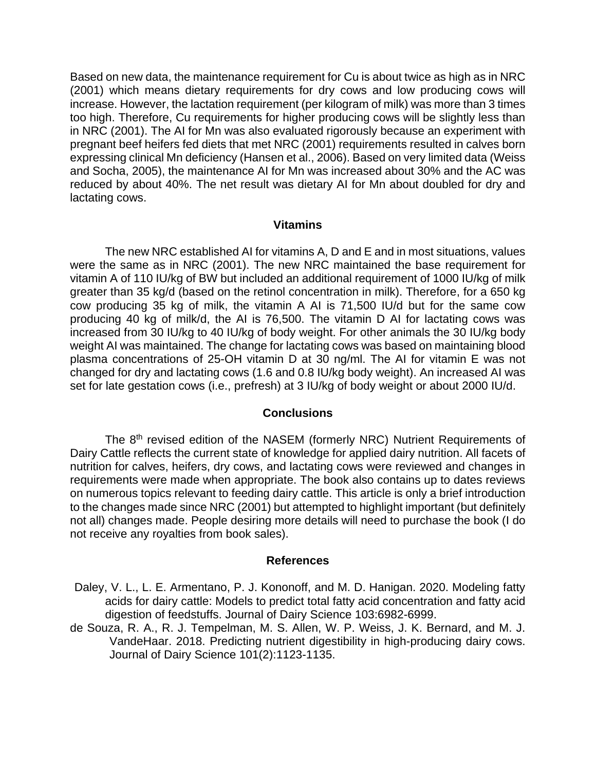Based on new data, the maintenance requirement for Cu is about twice as high as in NRC (2001) which means dietary requirements for dry cows and low producing cows will increase. However, the lactation requirement (per kilogram of milk) was more than 3 times too high. Therefore, Cu requirements for higher producing cows will be slightly less than in NRC (2001). The AI for Mn was also evaluated rigorously because an experiment with pregnant beef heifers fed diets that met NRC (2001) requirements resulted in calves born expressing clinical Mn deficiency (Hansen et al., 2006). Based on very limited data (Weiss and Socha, 2005), the maintenance AI for Mn was increased about 30% and the AC was reduced by about 40%. The net result was dietary AI for Mn about doubled for dry and lactating cows.

## Vitamins

The new NRC established AI for vitamins A, D and E and in most situations, values were the same as in NRC (2001). The new NRC maintained the base requirement for vitamin A of 110 IU/kg of BW but included an additional requirement of 1000 IU/kg of milk greater than 35 kg/d (based on the retinol concentration in milk). Therefore, for a 650 kg cow producing 35 kg of milk, the vitamin A AI is 71,500 IU/d but for the same cow producing 40 kg of milk/d, the AI is 76,500. The vitamin D AI for lactating cows was increased from 30 IU/kg to 40 IU/kg of body weight. For other animals the 30 IU/kg body weight AI was maintained. The change for lactating cows was based on maintaining blood plasma concentrations of 25-OH vitamin D at 30 ng/ml. The AI for vitamin E was not changed for dry and lactating cows (1.6 and 0.8 IU/kg body weight). An increased AI was set for late gestation cows (i.e., prefresh) at 3 IU/kg of body weight or about 2000 IU/d.

## Conclusions

The 8th revised edition of the NASEM (formerly NRC) Nutrient Requirements of Dairy Cattle reflects the current state of knowledge for applied dairy nutrition. All facets of nutrition for calves, heifers, dry cows, and lactating cows were reviewed and changes in requirements were made when appropriate. The book also contains up to dates reviews on numerous topics relevant to feeding dairy cattle. This article is only a brief introduction to the changes made since NRC (2001) but attempted to highlight important (but definitely not all) changes made. People desiring more details will need to purchase the book (I do not receive any royalties from book sales).

## References

Daley, V. L., L. E. Armentano, P. J. Kononoff, and M. D. Hanigan. 2020. Modeling fatty acids for dairy cattle: Models to predict total fatty acid concentration and fatty acid digestion of feedstuffs. Journal of Dairy Science 103:6982-6999.

de Souza, R. A., R. J. Tempelman, M. S. Allen, W. P. Weiss, J. K. Bernard, and M. J. VandeHaar. 2018. Predicting nutrient digestibility in high-producing dairy cows. Journal of Dairy Science 101(2):1123-1135.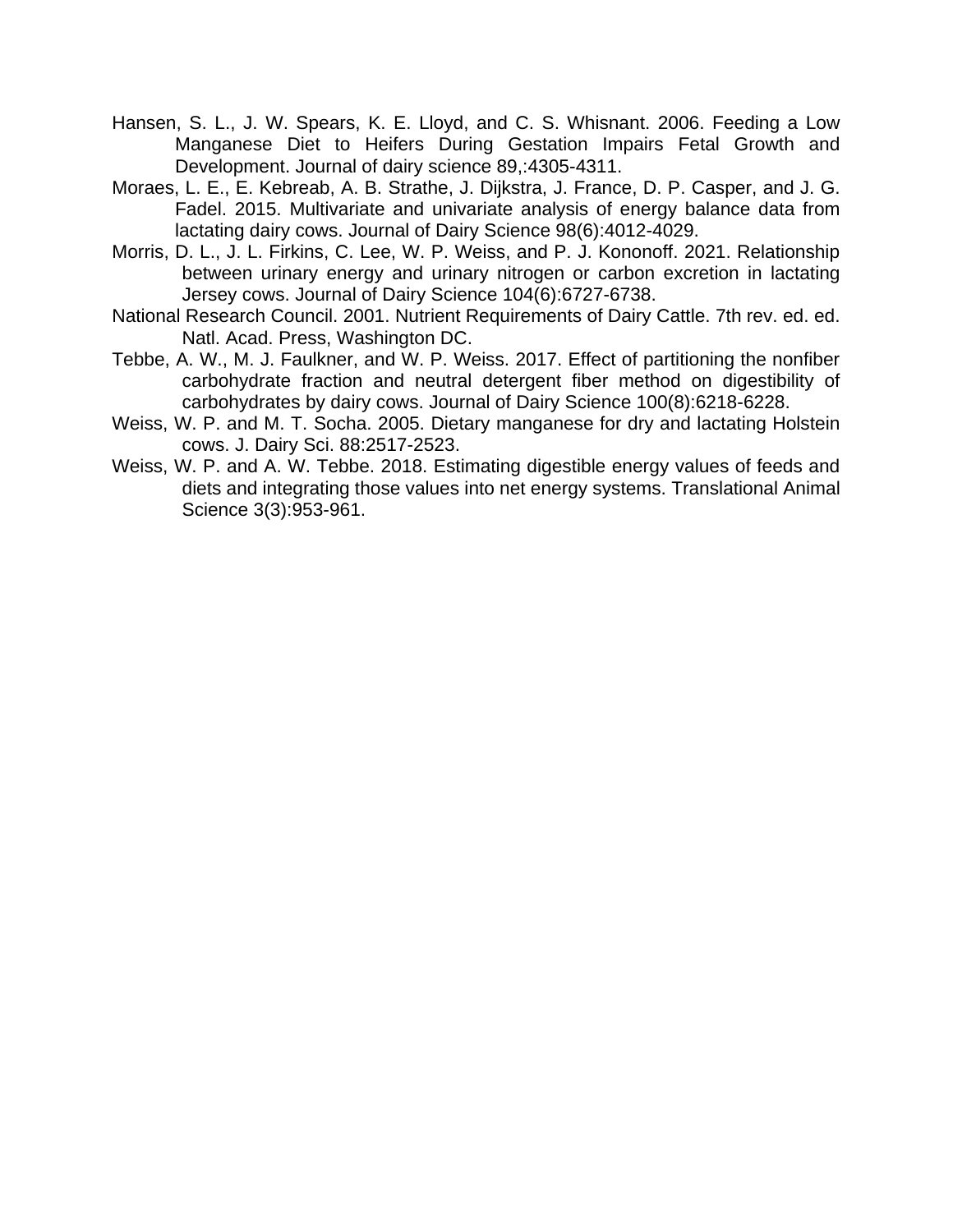Hansen, S. L., J. W. Spears, K. E. Lloyd, and C. S. Whisnant. 2006. Feeding a Low Manganese Diet to Heifers During Gestation Impairs Fetal Growth and Development. Journal of dairy science 89,:4305-4311.

Moraes, L. E., E. Kebreab, A. B. Strathe, J. Dijkstra, J. France, D. P. Casper, and J. G. Fadel. 2015. Multivariate and univariate analysis of energy balance data from lactating dairy cows. Journal of Dairy Science 98(6):4012-4029.

Morris, D. L., J. L. Firkins, C. Lee, W. P. Weiss, and P. J. Kononoff. 2021. Relationship between urinary energy and urinary nitrogen or carbon excretion in lactating Jersey cows. Journal of Dairy Science 104(6):6727-6738.

National Research Council. 2001. Nutrient Requirements of Dairy Cattle. 7th rev. ed. ed. Natl. Acad. Press, Washington DC.

Tebbe, A. W., M. J. Faulkner, and W. P. Weiss. 2017. Effect of partitioning the nonfiber carbohydrate fraction and neutral detergent fiber method on digestibility of carbohydrates by dairy cows. Journal of Dairy Science 100(8):6218-6228.

Weiss, W. P. and M. T. Socha. 2005. Dietary manganese for dry and lactating Holstein cows. J. Dairy Sci. 88:2517-2523.

Weiss, W. P. and A. W. Tebbe. 2018. Estimating digestible energy values of feeds and diets and integrating those values into net energy systems. Translational Animal Science 3(3):953-961.